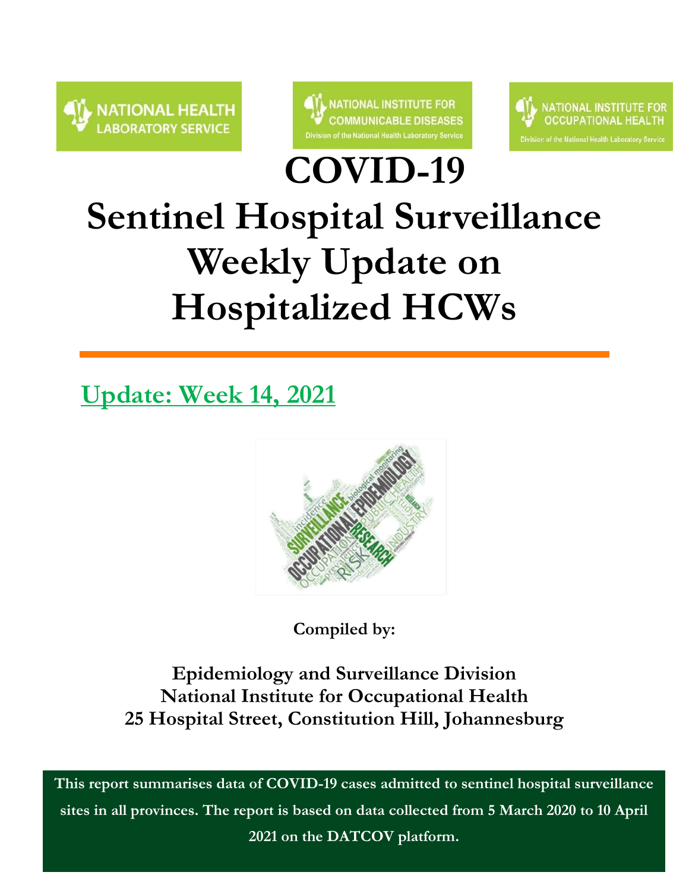NATIONAL HEALTH LABORATORY SERVICE

NATIONAL INSTITUTE FOR COMMUNICABLE DISEASES
Division of the National Health Laboratory Service

NATIONAL INSTITUTE FOR OCCUPATIONAL HEALTH
Division of the National Health Laboratory Service

# COVID-19
# Sentinel Hospital Surveillance Weekly Update on Hospitalized HCWs

## Update: Week 14, 2021

**Compiled by:**

**Epidemiology and Surveillance Division**
**National Institute for Occupational Health**
**25 Hospital Street, Constitution Hill, Johannesburg**

**This report summarises data of COVID-19 cases admitted to sentinel hospital surveillance sites in all provinces. The report is based on data collected from 5 March 2020 to 10 April 2021 on the DATCOV platform.**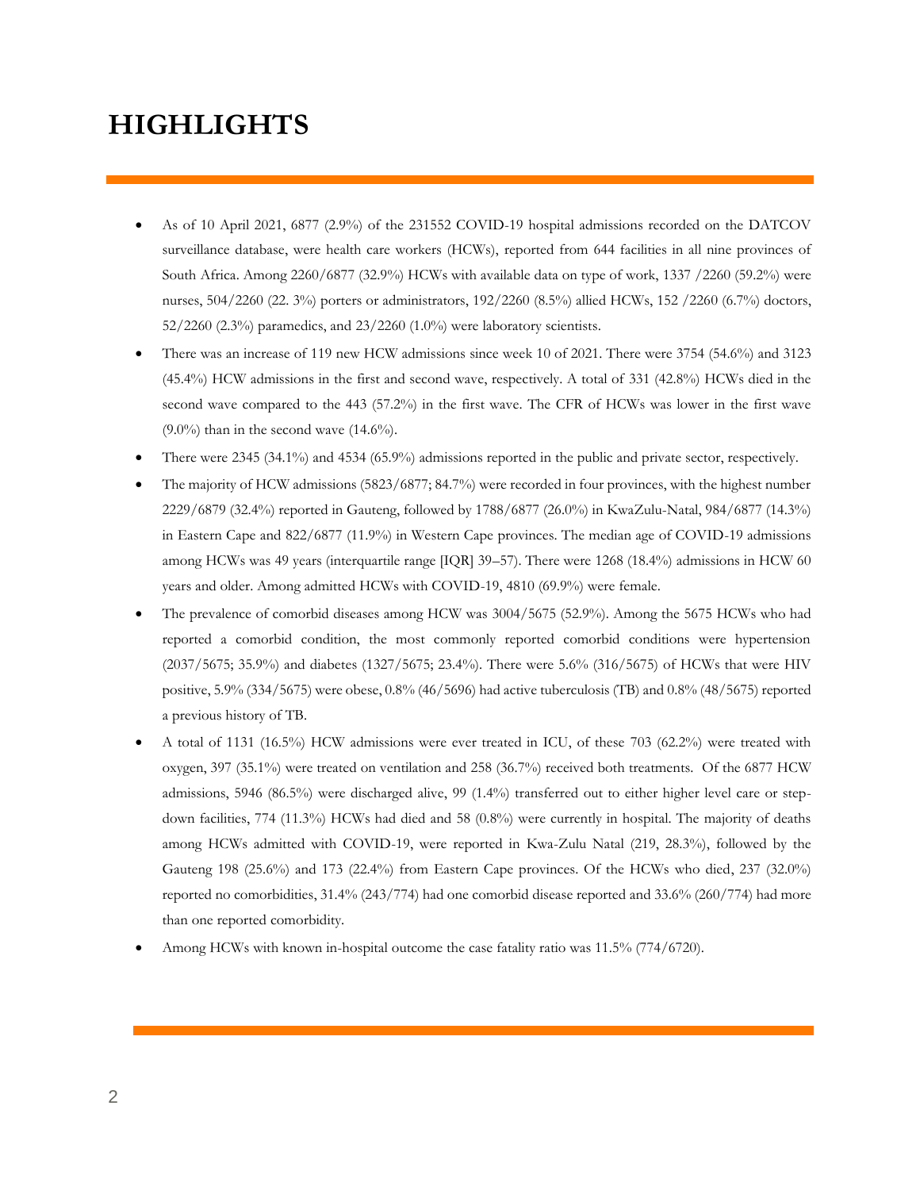# HIGHLIGHTS

- As of 10 April 2021, 6877 (2.9%) of the 231552 COVID-19 hospital admissions recorded on the DATCOV surveillance database, were health care workers (HCWs), reported from 644 facilities in all nine provinces of South Africa. Among 2260/6877 (32.9%) HCWs with available data on type of work, 1337 /2260 (59.2%) were nurses, 504/2260 (22. 3%) porters or administrators, 192/2260 (8.5%) allied HCWs, 152 /2260 (6.7%) doctors, 52/2260 (2.3%) paramedics, and 23/2260 (1.0%) were laboratory scientists.
- There was an increase of 119 new HCW admissions since week 10 of 2021. There were 3754 (54.6%) and 3123 (45.4%) HCW admissions in the first and second wave, respectively. A total of 331 (42.8%) HCWs died in the second wave compared to the 443 (57.2%) in the first wave. The CFR of HCWs was lower in the first wave (9.0%) than in the second wave (14.6%).
- There were 2345 (34.1%) and 4534 (65.9%) admissions reported in the public and private sector, respectively.
- The majority of HCW admissions (5823/6877; 84.7%) were recorded in four provinces, with the highest number 2229/6879 (32.4%) reported in Gauteng, followed by 1788/6877 (26.0%) in KwaZulu-Natal, 984/6877 (14.3%) in Eastern Cape and 822/6877 (11.9%) in Western Cape provinces. The median age of COVID-19 admissions among HCWs was 49 years (interquartile range [IQR] 39–57). There were 1268 (18.4%) admissions in HCW 60 years and older. Among admitted HCWs with COVID-19, 4810 (69.9%) were female.
- The prevalence of comorbid diseases among HCW was 3004/5675 (52.9%). Among the 5675 HCWs who had reported a comorbid condition, the most commonly reported comorbid conditions were hypertension (2037/5675; 35.9%) and diabetes (1327/5675; 23.4%). There were 5.6% (316/5675) of HCWs that were HIV positive, 5.9% (334/5675) were obese, 0.8% (46/5696) had active tuberculosis (TB) and 0.8% (48/5675) reported a previous history of TB.
- A total of 1131 (16.5%) HCW admissions were ever treated in ICU, of these 703 (62.2%) were treated with oxygen, 397 (35.1%) were treated on ventilation and 258 (36.7%) received both treatments. Of the 6877 HCW admissions, 5946 (86.5%) were discharged alive, 99 (1.4%) transferred out to either higher level care or step-down facilities, 774 (11.3%) HCWs had died and 58 (0.8%) were currently in hospital. The majority of deaths among HCWs admitted with COVID-19, were reported in Kwa-Zulu Natal (219, 28.3%), followed by the Gauteng 198 (25.6%) and 173 (22.4%) from Eastern Cape provinces. Of the HCWs who died, 237 (32.0%) reported no comorbidities, 31.4% (243/774) had one comorbid disease reported and 33.6% (260/774) had more than one reported comorbidity.
- Among HCWs with known in-hospital outcome the case fatality ratio was 11.5% (774/6720).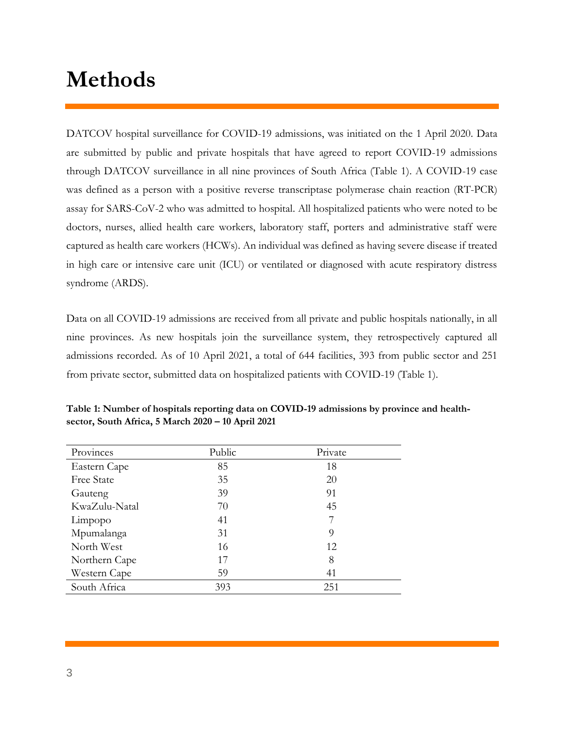# Methods

DATCOV hospital surveillance for COVID-19 admissions, was initiated on the 1 April 2020. Data are submitted by public and private hospitals that have agreed to report COVID-19 admissions through DATCOV surveillance in all nine provinces of South Africa (Table 1). A COVID-19 case was defined as a person with a positive reverse transcriptase polymerase chain reaction (RT-PCR) assay for SARS-CoV-2 who was admitted to hospital. All hospitalized patients who were noted to be doctors, nurses, allied health care workers, laboratory staff, porters and administrative staff were captured as health care workers (HCWs). An individual was defined as having severe disease if treated in high care or intensive care unit (ICU) or ventilated or diagnosed with acute respiratory distress syndrome (ARDS).

Data on all COVID-19 admissions are received from all private and public hospitals nationally, in all nine provinces. As new hospitals join the surveillance system, they retrospectively captured all admissions recorded. As of 10 April 2021, a total of 644 facilities, 393 from public sector and 251 from private sector, submitted data on hospitalized patients with COVID-19 (Table 1).

**Table 1: Number of hospitals reporting data on COVID-19 admissions by province and health-sector, South Africa, 5 March 2020 – 10 April 2021**

| Provinces | Public | Private |
|---|---|---|
| Eastern Cape | 85 | 18 |
| Free State | 35 | 20 |
| Gauteng | 39 | 91 |
| KwaZulu-Natal | 70 | 45 |
| Limpopo | 41 | 7 |
| Mpumalanga | 31 | 9 |
| North West | 16 | 12 |
| Northern Cape | 17 | 8 |
| Western Cape | 59 | 41 |
| South Africa | 393 | 251 |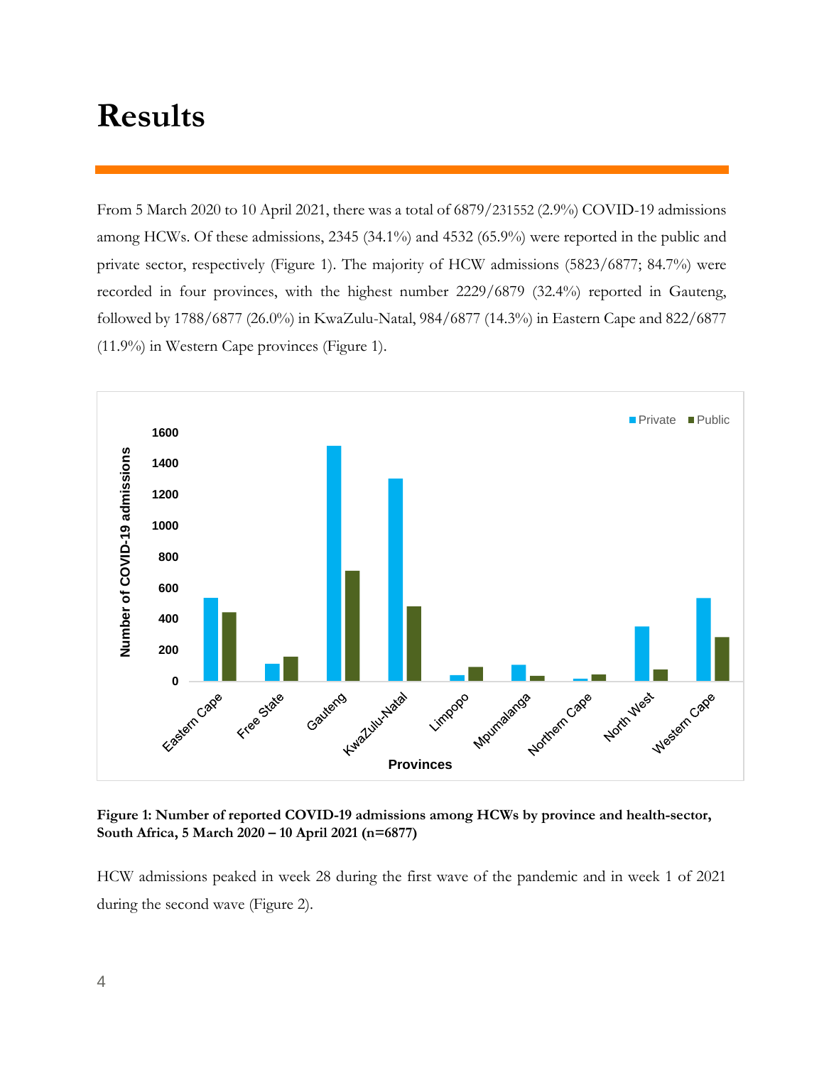# Results

From 5 March 2020 to 10 April 2021, there was a total of 6879/231552 (2.9%) COVID-19 admissions among HCWs. Of these admissions, 2345 (34.1%) and 4532 (65.9%) were reported in the public and private sector, respectively (Figure 1). The majority of HCW admissions (5823/6877; 84.7%) were recorded in four provinces, with the highest number 2229/6879 (32.4%) reported in Gauteng, followed by 1788/6877 (26.0%) in KwaZulu-Natal, 984/6877 (14.3%) in Eastern Cape and 822/6877 (11.9%) in Western Cape provinces (Figure 1).

**Figure 1: Number of reported COVID-19 admissions among HCWs by province and health-sector, South Africa, 5 March 2020 – 10 April 2021 (n=6877)**

HCW admissions peaked in week 28 during the first wave of the pandemic and in week 1 of 2021 during the second wave (Figure 2).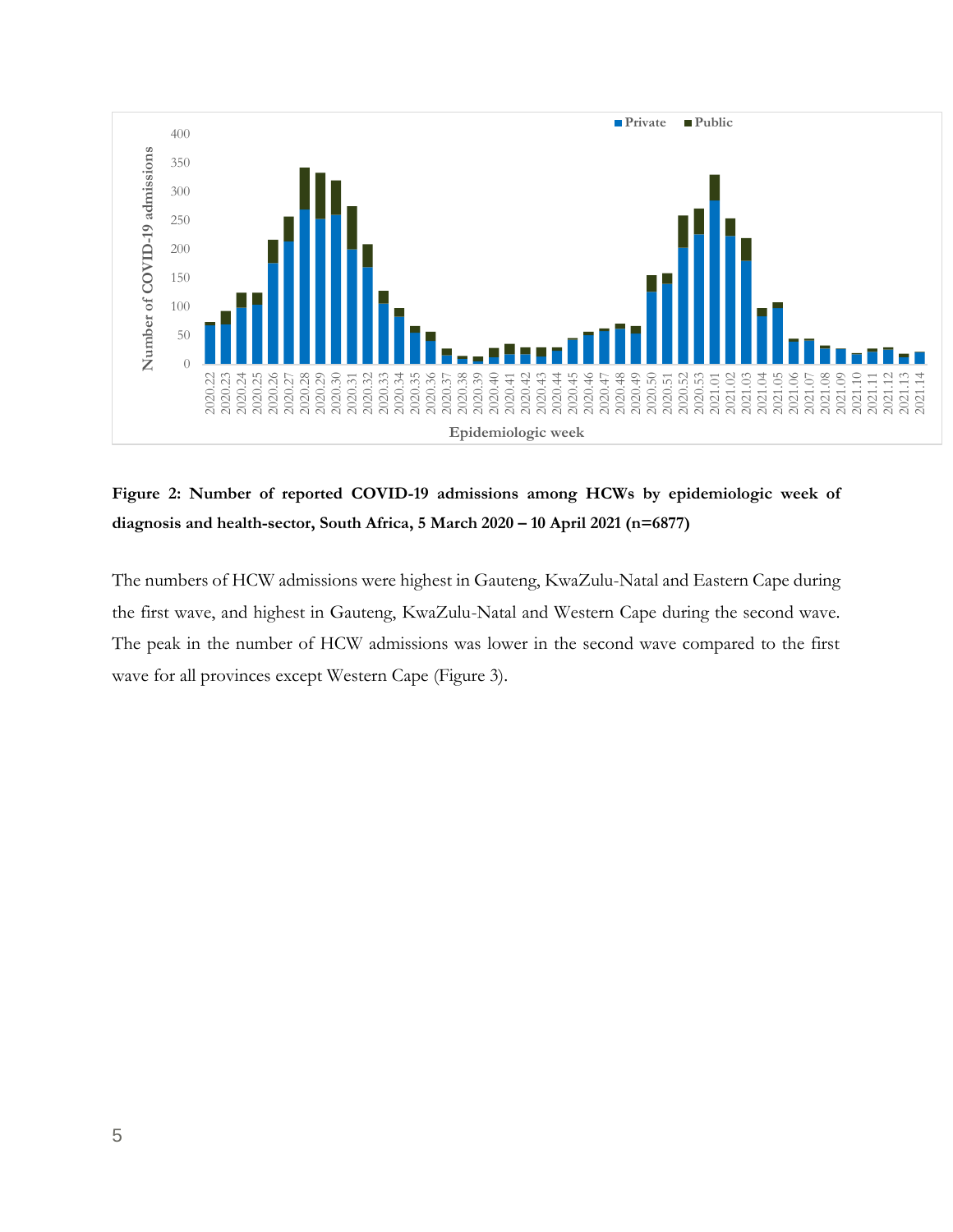**Figure 2: Number of reported COVID-19 admissions among HCWs by epidemiologic week of diagnosis and health-sector, South Africa, 5 March 2020 – 10 April 2021 (n=6877)**

The numbers of HCW admissions were highest in Gauteng, KwaZulu-Natal and Eastern Cape during the first wave, and highest in Gauteng, KwaZulu-Natal and Western Cape during the second wave. The peak in the number of HCW admissions was lower in the second wave compared to the first wave for all provinces except Western Cape (Figure 3).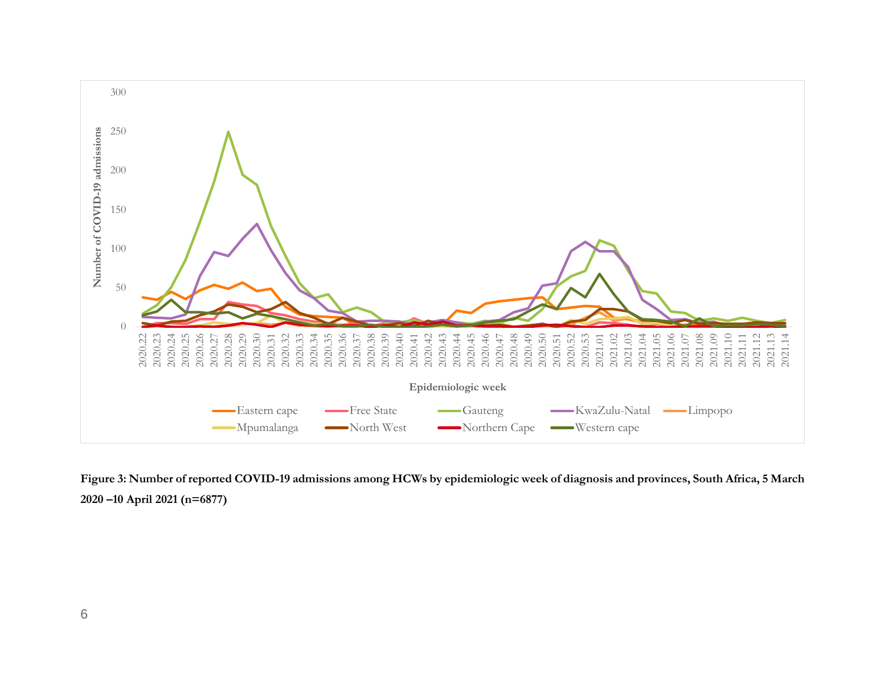**Figure 3: Number of reported COVID-19 admissions among HCWs by epidemiologic week of diagnosis and provinces, South Africa, 5 March 2020 –10 April 2021 (n=6877)**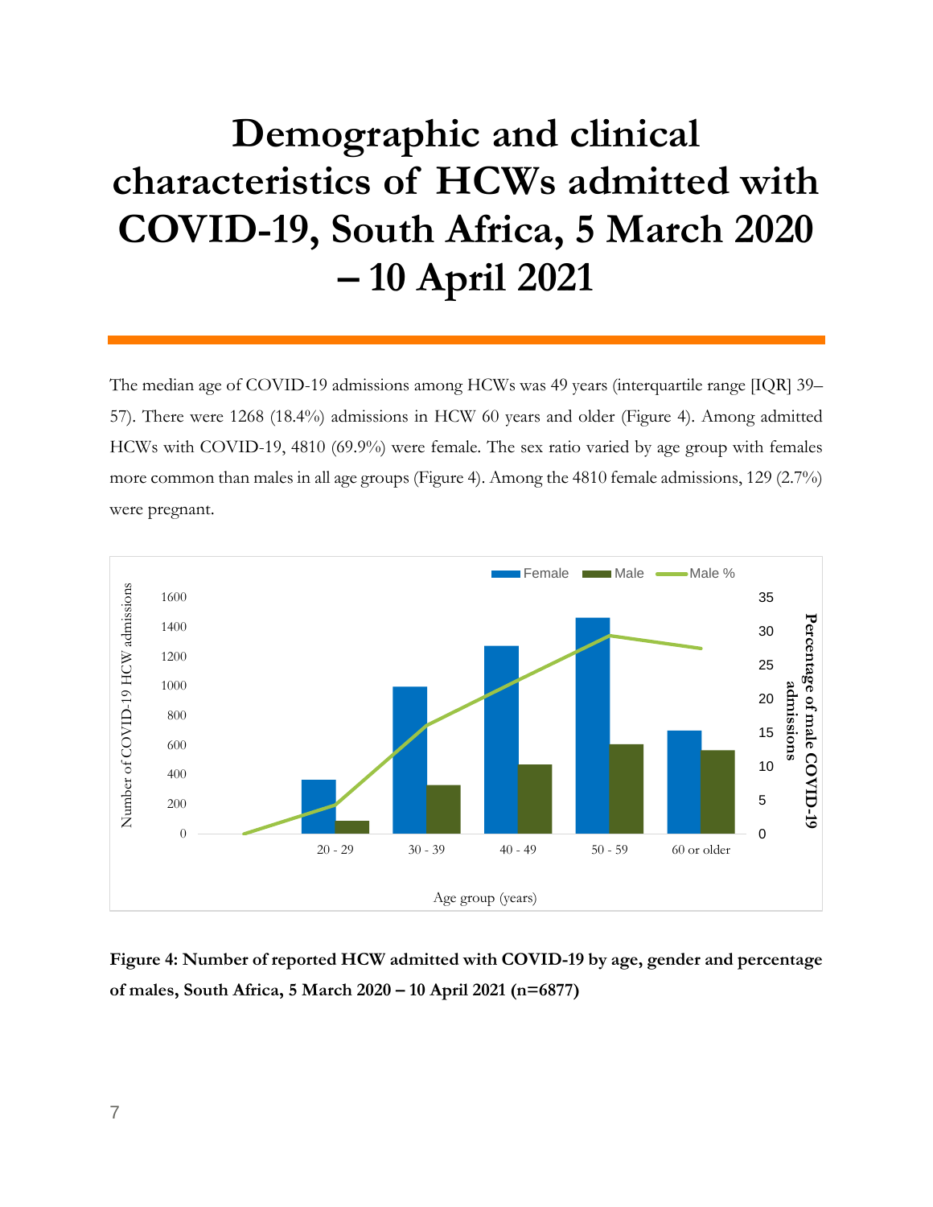# Demographic and clinical characteristics of HCWs admitted with COVID-19, South Africa, 5 March 2020 – 10 April 2021

The median age of COVID-19 admissions among HCWs was 49 years (interquartile range [IQR] 39–57). There were 1268 (18.4%) admissions in HCW 60 years and older (Figure 4). Among admitted HCWs with COVID-19, 4810 (69.9%) were female. The sex ratio varied by age group with females more common than males in all age groups (Figure 4). Among the 4810 female admissions, 129 (2.7%) were pregnant.

**Figure 4: Number of reported HCW admitted with COVID-19 by age, gender and percentage of males, South Africa, 5 March 2020 – 10 April 2021 (n=6877)**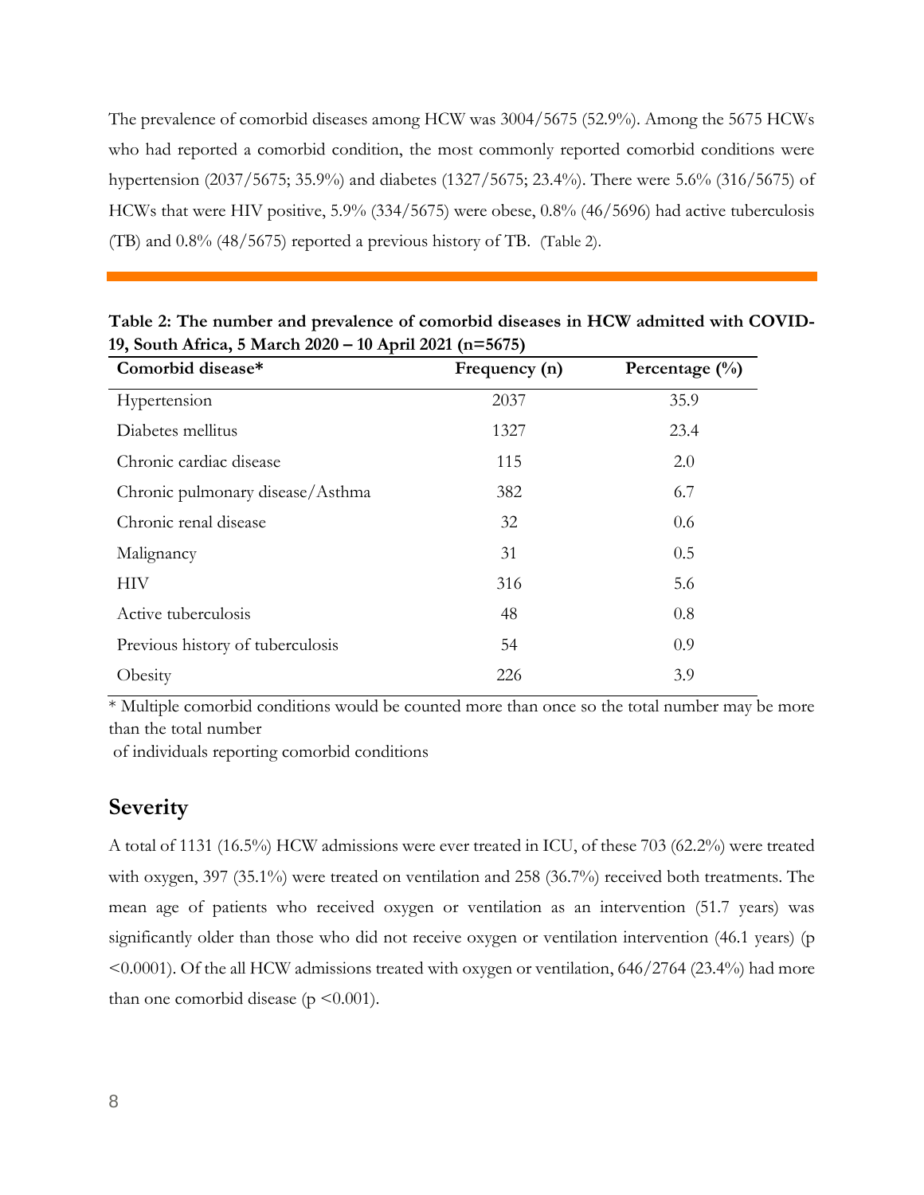The prevalence of comorbid diseases among HCW was 3004/5675 (52.9%). Among the 5675 HCWs who had reported a comorbid condition, the most commonly reported comorbid conditions were hypertension (2037/5675; 35.9%) and diabetes (1327/5675; 23.4%). There were 5.6% (316/5675) of HCWs that were HIV positive, 5.9% (334/5675) were obese, 0.8% (46/5696) had active tuberculosis (TB) and 0.8% (48/5675) reported a previous history of TB. (Table 2).

**Table 2: The number and prevalence of comorbid diseases in HCW admitted with COVID-19, South Africa, 5 March 2020 – 10 April 2021 (n=5675)**

| Comorbid disease* | Frequency (n) | Percentage (%) |
|---|---|---|
| Hypertension | 2037 | 35.9 |
| Diabetes mellitus | 1327 | 23.4 |
| Chronic cardiac disease | 115 | 2.0 |
| Chronic pulmonary disease/Asthma | 382 | 6.7 |
| Chronic renal disease | 32 | 0.6 |
| Malignancy | 31 | 0.5 |
| HIV | 316 | 5.6 |
| Active tuberculosis | 48 | 0.8 |
| Previous history of tuberculosis | 54 | 0.9 |
| Obesity | 226 | 3.9 |

* Multiple comorbid conditions would be counted more than once so the total number may be more than the total number of individuals reporting comorbid conditions

## Severity

A total of 1131 (16.5%) HCW admissions were ever treated in ICU, of these 703 (62.2%) were treated with oxygen, 397 (35.1%) were treated on ventilation and 258 (36.7%) received both treatments. The mean age of patients who received oxygen or ventilation as an intervention (51.7 years) was significantly older than those who did not receive oxygen or ventilation intervention (46.1 years) ($p < 0.0001$). Of the all HCW admissions treated with oxygen or ventilation, 646/2764 (23.4%) had more than one comorbid disease ($p < 0.001$).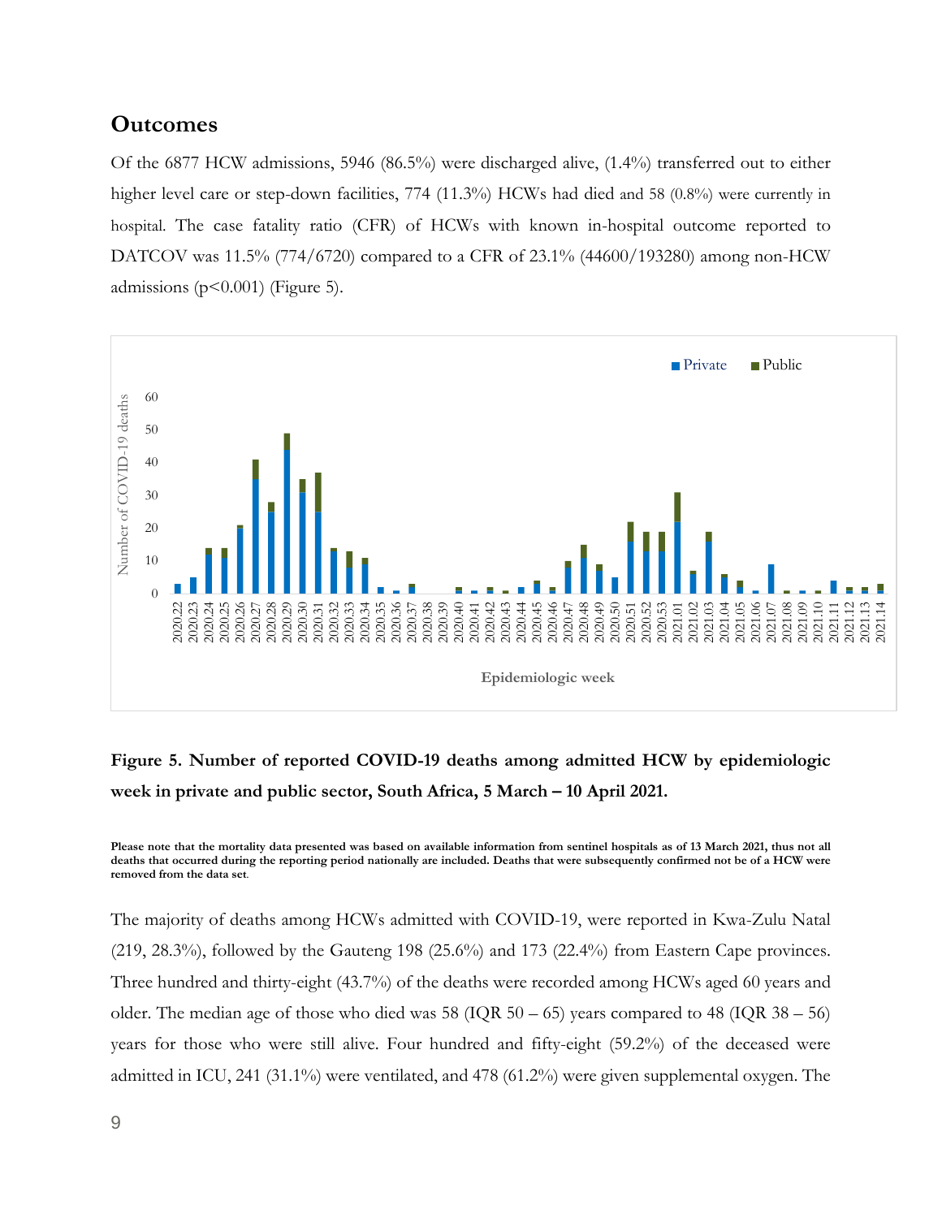## Outcomes

Of the 6877 HCW admissions, 5946 (86.5%) were discharged alive, (1.4%) transferred out to either higher level care or step-down facilities, 774 (11.3%) HCWs had died and 58 (0.8%) were currently in hospital. The case fatality ratio (CFR) of HCWs with known in-hospital outcome reported to DATCOV was 11.5% (774/6720) compared to a CFR of 23.1% (44600/193280) among non-HCW admissions ($p<0.001$) (Figure 5).

**Figure 5. Number of reported COVID-19 deaths among admitted HCW by epidemiologic week in private and public sector, South Africa, 5 March – 10 April 2021.**

**Please note that the mortality data presented was based on available information from sentinel hospitals as of 13 March 2021, thus not all deaths that occurred during the reporting period nationally are included. Deaths that were subsequently confirmed not be of a HCW were removed from the data set.**

The majority of deaths among HCWs admitted with COVID-19, were reported in Kwa-Zulu Natal (219, 28.3%), followed by the Gauteng 198 (25.6%) and 173 (22.4%) from Eastern Cape provinces. Three hundred and thirty-eight (43.7%) of the deaths were recorded among HCWs aged 60 years and older. The median age of those who died was 58 (IQR 50 – 65) years compared to 48 (IQR 38 – 56) years for those who were still alive. Four hundred and fifty-eight (59.2%) of the deceased were admitted in ICU, 241 (31.1%) were ventilated, and 478 (61.2%) were given supplemental oxygen. The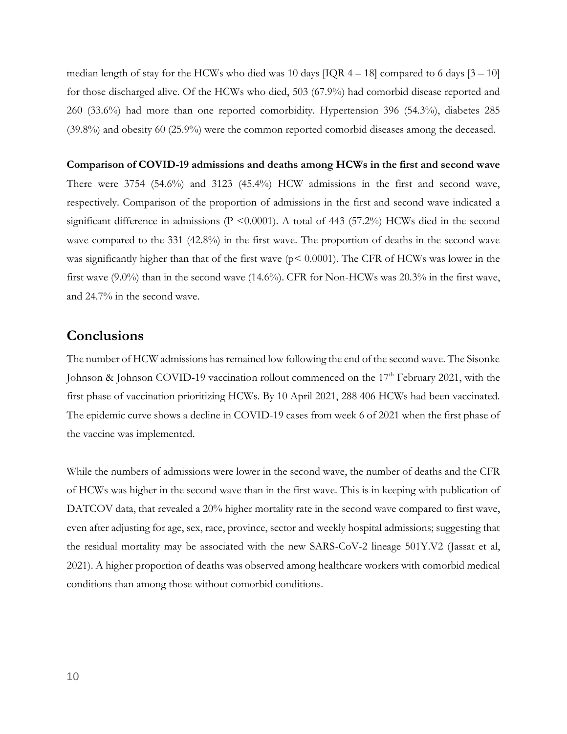median length of stay for the HCWs who died was 10 days [IQR 4 – 18] compared to 6 days [3 – 10] for those discharged alive. Of the HCWs who died, 503 (67.9%) had comorbid disease reported and 260 (33.6%) had more than one reported comorbidity. Hypertension 396 (54.3%), diabetes 285 (39.8%) and obesity 60 (25.9%) were the common reported comorbid diseases among the deceased.

**Comparison of COVID-19 admissions and deaths among HCWs in the first and second wave**

There were 3754 (54.6%) and 3123 (45.4%) HCW admissions in the first and second wave, respectively. Comparison of the proportion of admissions in the first and second wave indicated a significant difference in admissions ($P < 0.0001$). A total of 443 (57.2%) HCWs died in the second wave compared to the 331 (42.8%) in the first wave. The proportion of deaths in the second wave was significantly higher than that of the first wave ($p < 0.0001$). The CFR of HCWs was lower in the first wave (9.0%) than in the second wave (14.6%). CFR for Non-HCWs was 20.3% in the first wave, and 24.7% in the second wave.

## Conclusions

The number of HCW admissions has remained low following the end of the second wave. The Sisonke Johnson & Johnson COVID-19 vaccination rollout commenced on the 17th February 2021, with the first phase of vaccination prioritizing HCWs. By 10 April 2021, 288 406 HCWs had been vaccinated. The epidemic curve shows a decline in COVID-19 cases from week 6 of 2021 when the first phase of the vaccine was implemented.

While the numbers of admissions were lower in the second wave, the number of deaths and the CFR of HCWs was higher in the second wave than in the first wave. This is in keeping with publication of DATCOV data, that revealed a 20% higher mortality rate in the second wave compared to first wave, even after adjusting for age, sex, race, province, sector and weekly hospital admissions; suggesting that the residual mortality may be associated with the new SARS-CoV-2 lineage 501Y.V2 (Jassat et al, 2021). A higher proportion of deaths was observed among healthcare workers with comorbid medical conditions than among those without comorbid conditions.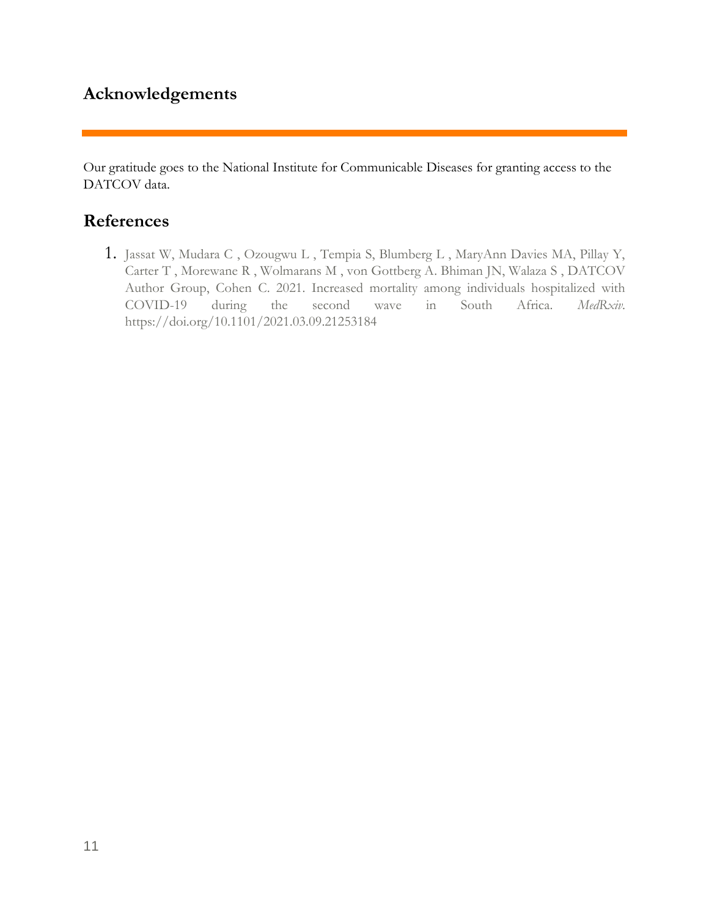## Acknowledgements

Our gratitude goes to the National Institute for Communicable Diseases for granting access to the DATCOV data.

## References

1. Jassat W, Mudara C , Ozougwu L , Tempia S, Blumberg L , MaryAnn Davies MA, Pillay Y, Carter T , Morewane R , Wolmarans M , von Gottberg A. Bhiman JN, Walaza S , DATCOV Author Group, Cohen C. 2021. Increased mortality among individuals hospitalized with COVID-19 during the second wave in South Africa. *MedRxiv*. https://doi.org/10.1101/2021.03.09.21253184